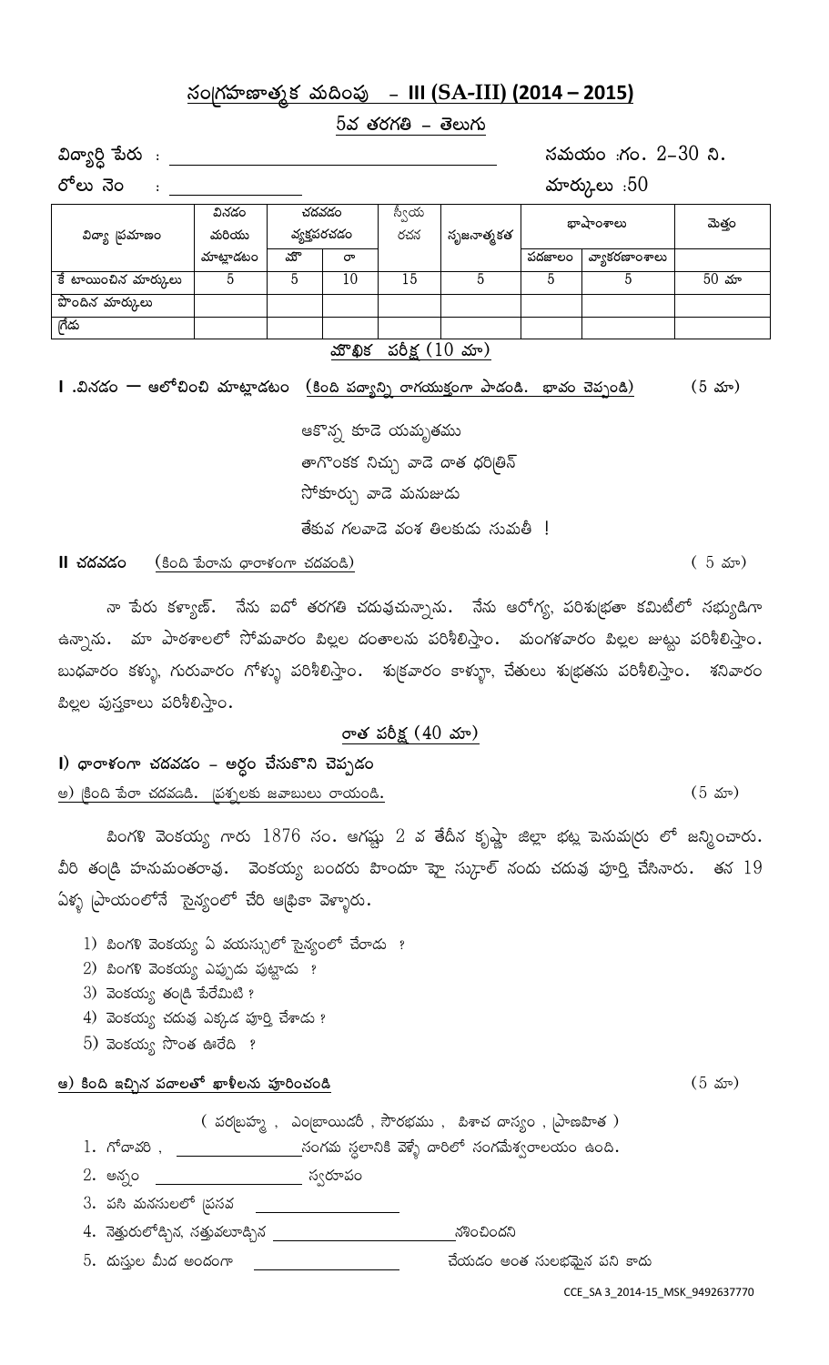# సంగ్రహణాత్మక మదింపు – III (SA-III) (2014 – 2015)

## 5వ తరగతి – తెలుగు

విద్యార్థి పేరు : ______________________ సమయం :గం. 2–30 ని.

రోలు నెం : ____________ మార్కులు :50

| విద్యా ప్రమాణం | వినడం మరియు మాట్లాడటం | చదవడం వ్యక్తపరచడం | | స్వీయ రచన | సృజనాత్మకత | భాషాంశాలు | | మొత్తం |
|---|---|---|---|---|---|---|---|---|
| | | మౌ | రా | | | పదజాలం | వ్యాకరణాంశాలు | |
| కే టాయించిన మార్కులు | 5 | 5 | 10 | 15 | 5 | 5 | 5 | 50 మా |
| పొందిన మార్కులు | | | | | | | | |
| గ్రేడు | | | | | | | | |

### మౌఖిక పరీక్ష (10 మా)

**I .వినడం — ఆలోచించి మాట్లాడటం** (కింది పద్యాన్ని రాగయుక్తంగా పాడండి. భావం చెప్పండి) (5 మా)

ఆకొన్న కూడె యమృతము
తాగొంకక నిచ్చు వాడె దాత ధరిత్రిన్
సోకోర్చు వాడె మనుజుడు
తేకువ గలవాడె వంశ తిలకుడు సుమతీ !

**II చదవడం** (కింది పేరాను ధారాళంగా చదవండి) ( 5 మా)

నా పేరు కళ్యాణ్. నేను ఐదో తరగతి చదువుచున్నాను. నేను ఆరోగ్య, పరిశుభ్రతా కమిటీలో సభ్యుడిగా ఉన్నాను. మా పాఠశాలలో సోమవారం పిల్లల దంతాలను పరిశీలిస్తాం. మంగళవారం పిల్లల జుట్టు పరిశీలిస్తాం. బుధవారం కళ్ళు, గురువారం గోళ్ళు పరిశీలిస్తాం. శుక్రవారం కాళ్ళూ, చేతులు శుభ్రతను పరిశీలిస్తాం. శనివారం పిల్లల పుస్తకాలు పరిశీలిస్తాం.

### రాత పరీక్ష (40 మా)

**I) ధారాళంగా చదవడం – అర్థం చేసుకొని చెప్పడం**

అ) క్రింది పేరా చదవడండి. ప్రశ్నలకు జవాబులు రాయండి. (5 మా)

పింగళి వెంకయ్య గారు 1876 సం. ఆగష్టు 2 వ తేదీన కృష్ణా జిల్లా భట్ల పెనుమర్రు లో జన్మించారు. వీరి తండ్రి హనుమంతరావు. వెంకయ్య బందరు హిందూ హై స్కూల్ నందు చదువు పూర్తి చేసినారు. తన 19 ఏళ్ళ ప్రాయంలోనే సైన్యంలో చేరి ఆఫ్రికా వెళ్ళారు.

1) పింగళి వెంకయ్య ఏ వయస్సులో సైన్యంలో చేరాడు ?
2) పింగళి వెంకయ్య ఎప్పుడు పుట్టాడు ?
3) వెంకయ్య తండ్రి పేరేమిటి ?
4) వెంకయ్య చదువు ఎక్కడ పూర్తి చేశాడు ?
5) వెంకయ్య సొంత ఊరేది ?

**ఆ) కింది ఇచ్చిన పదాలతో ఖాళీలను పూరించండి** (5 మా)

( పరబ్రహ్మ , ఎంబ్రాయిడరీ , సౌరభము , పిశాచ దాస్యం , ప్రాణహిత )

1. గోదావరి , ______________సంగమ స్థలానికి వెళ్ళే దారిలో సంగమేశ్వరాలయం ఉంది.
2. అన్నం ______________ స్వరూపం
3. పసి మనసులలో ప్రసవ ______________
4. నెత్తురులోడ్చిన, సత్తువలూడ్చిన ______________నొంచిందని
5. దుస్తుల మీద అందంగా ______________ చేయడం అంత సులభమైన పని కాదు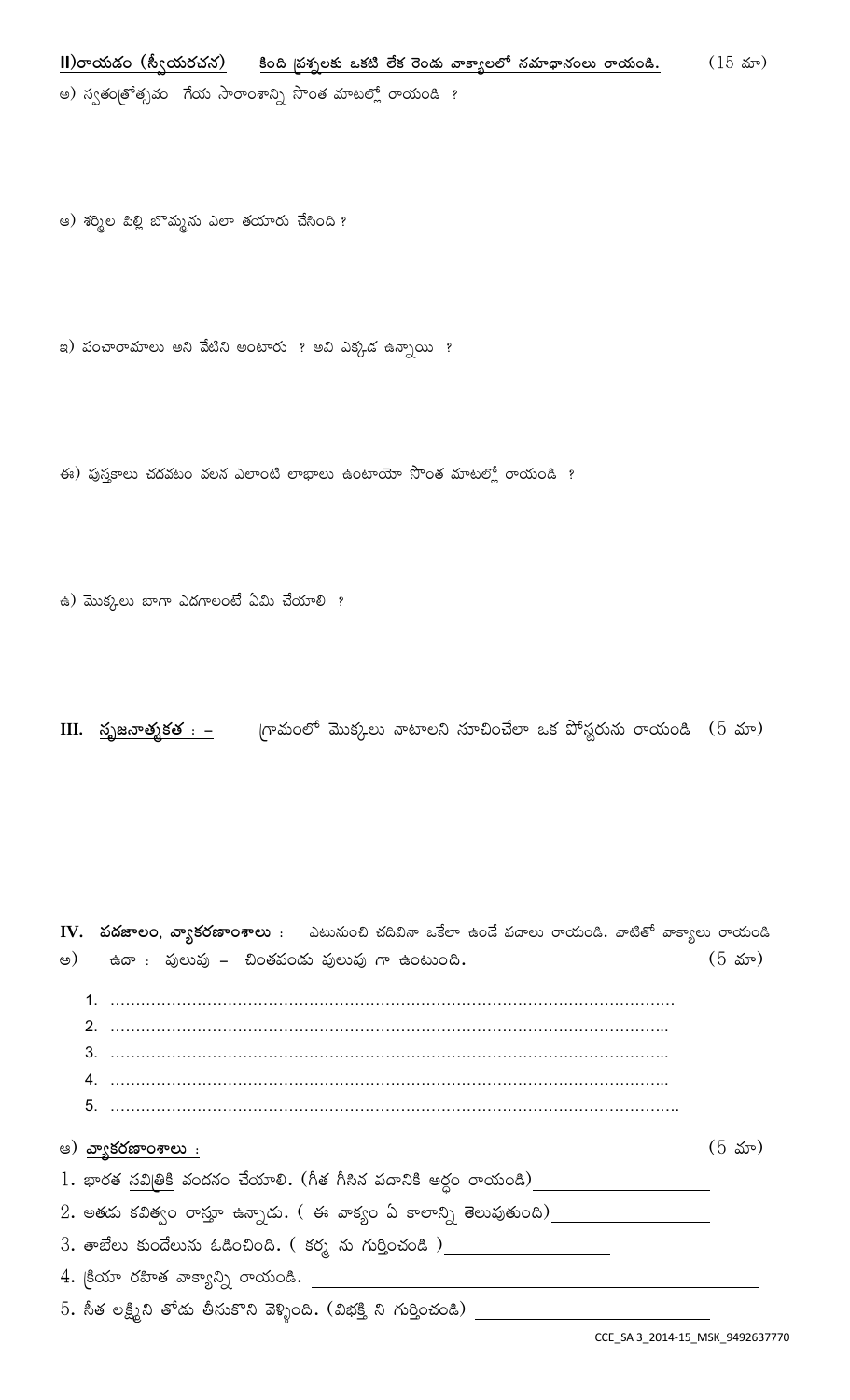**II)రాయడం (స్వీయరచన)** **కింది ప్రశ్నలకు ఒకటి లేక రెండు వాక్యాలలో సమాధానంలు రాయండి.** (15 మా)

అ) స్వతంత్రోత్సవం గేయ సారాంశాన్ని సొంత మాటల్లో రాయండి ?

ఆ) శర్మిల పిల్లి బొమ్మను ఎలా తయారు చేసింది ?

ఇ) పంచారామాలు అని వేటిని అంటారు ? అవి ఎక్కడ ఉన్నాయి ?

ఈ) పుస్తకాలు చదవటం వలన ఎలాంటి లాభాలు ఉంటాయో సొంత మాటల్లో రాయండి ?

ఉ) మొక్కలు బాగా ఎదగాలంటే ఏమి చేయాలి ?

**III. సృజనాత్మకత : –** గ్రామంలో మొక్కలు నాటాలని సూచించేలా ఒక పోస్టరును రాయండి (5 మా)

**IV. పదజాలం, వ్యాకరణాంశాలు :** ఎటునుంచి చదివినా ఒకేలా ఉండే పదాలు రాయండి. వాటితో వాక్యాలు రాయండి

అ) ఉదా : పులుపు – చింతపండు పులుపు గా ఉంటుంది. (5 మా)

1. ……………………………………………………………………………………
2. ……………………………………………………………………………………
3. ……………………………………………………………………………………
4. ……………………………………………………………………………………
5. ……………………………………………………………………………………

ఆ) **వ్యాకరణాంశాలు :** (5 మా)

1. భారత సవిత్రికి వందనం చేయాలి. (గీత గీసిన పదానికి అర్థం రాయండి) ____________________
2. అతడు కవిత్వం రాస్తూ ఉన్నాడు. ( ఈ వాక్యం ఏ కాలాన్ని తెలుపుతుంది) ____________________
3. తాబేలు కుందేలును ఓడించింది. ( కర్మ ను గుర్తించండి ) ____________________
4. క్రియా రహిత వాక్యాన్ని రాయండి. ________________________________________
5. సీత లక్ష్మిని తోడు తీసుకొని వెళ్ళింది. (విభక్తి ని గుర్తించండి) ____________________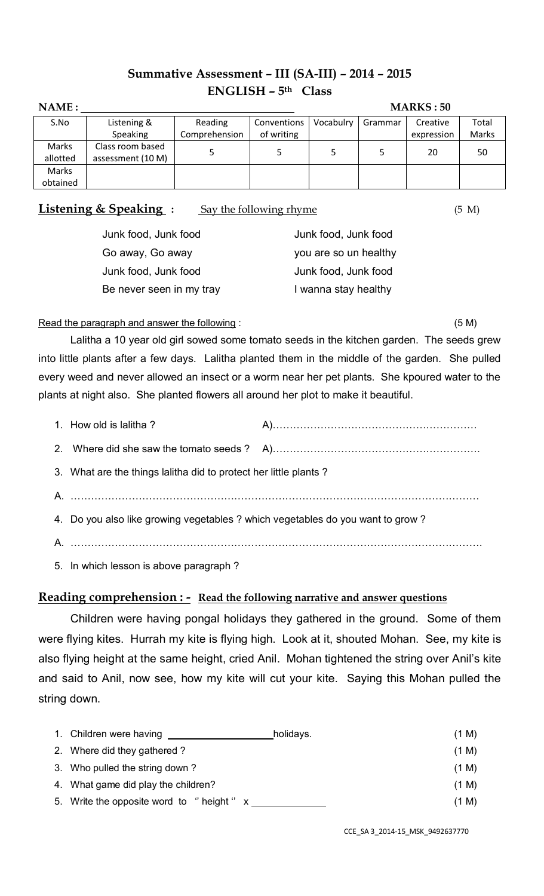# Summative Assessment – III (SA-III) – 2014 – 2015

## ENGLISH – 5th Class

**NAME :** ______________________________ **MARKS : 50**

| S.No | Listening & Speaking | Reading Comprehension | Conventions of writing | Vocabulry | Grammar | Creative expression | Total Marks |
|---|---|---|---|---|---|---|---|
| Marks allotted | Class room based assessment (10 M) | 5 | 5 | 5 | 5 | 20 | 50 |
| Marks obtained | | | | | | | |

**Listening & Speaking :** Say the following rhyme (5 M)

Junk food, Junk food
Go away, Go away
Junk food, Junk food
Be never seen in my tray

Junk food, Junk food
you are so un healthy
Junk food, Junk food
I wanna stay healthy

Read the paragraph and answer the following : (5 M)

Lalitha a 10 year old girl sowed some tomato seeds in the kitchen garden. The seeds grew into little plants after a few days. Lalitha planted them in the middle of the garden. She pulled every weed and never allowed an insect or a worm near her pet plants. She kpoured water to the plants at night also. She planted flowers all around her plot to make it beautiful.

1. How old is lalitha ? A)……………………………………………………
2. Where did she saw the tomato seeds ? A)……………………………………………………
3. What are the things lalitha did to protect her little plants ?

A. ……………………………………………………………………………………………………

4. Do you also like growing vegetables ? which vegetables do you want to grow ?

A. ……………………………………………………………………………………………………

5. In which lesson is above paragraph ?

**Reading comprehension : - Read the following narrative and answer questions**

Children were having pongal holidays they gathered in the ground. Some of them were flying kites. Hurrah my kite is flying high. Look at it, shouted Mohan. See, my kite is also flying height at the same height, cried Anil. Mohan tightened the string over Anil's kite and said to Anil, now see, how my kite will cut your kite. Saying this Mohan pulled the string down.

1. Children were having ________________ holidays. (1 M)
2. Where did they gathered ? (1 M)
3. Who pulled the string down ? (1 M)
4. What game did play the children? (1 M)
5. Write the opposite word to '' height '' x ____________ (1 M)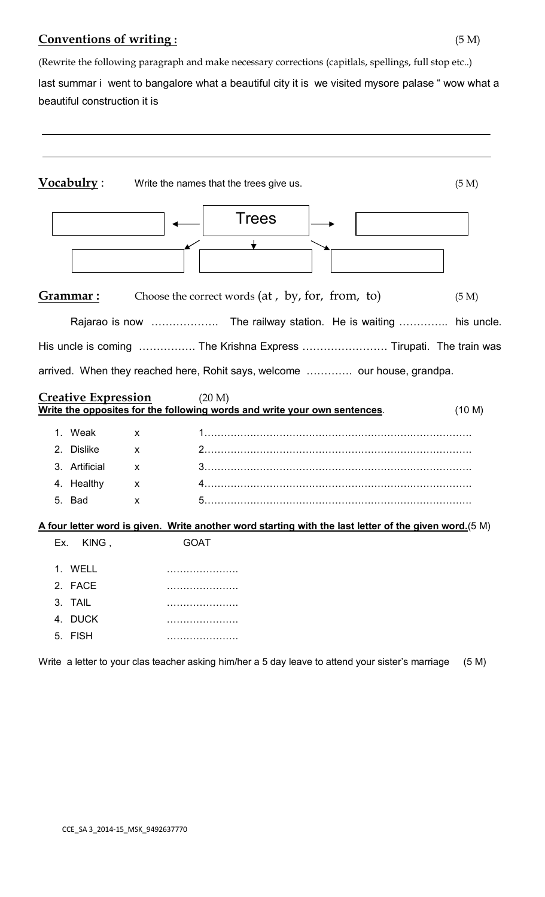**Conventions of writing :** (5 M)

(Rewrite the following paragraph and make necessary corrections (capitlals, spellings, full stop etc..)

last summar i went to bangalore what a beautiful city it is we visited mysore palase " wow what a beautiful construction it is

______________________________________________________________________________

______________________________________________________________________________

**Vocabulry** : Write the names that the trees give us. (5 M)

Trees

**Grammar :** Choose the correct words (at , by, for, from, to) (5 M)

Rajarao is now ………………. The railway station. He is waiting ………….. his uncle. His uncle is coming ……………. The Krishna Express …………………… Tirupati. The train was arrived. When they reached here, Rohit says, welcome …………. our house, grandpa.

**Creative Expression** (20 M)

**Write the opposites for the following words and write your own sentences.** (10 M)

1. Weak x 1……………………………………………………………………….
2. Dislike x 2……………………………………………………………………….
3. Artificial x 3……………………………………………………………………….
4. Healthy x 4……………………………………………………………………….
5. Bad x 5……………………………………………………………………….

**A four letter word is given. Write another word starting with the last letter of the given word.**(5 M)

Ex. KING , GOAT

1. WELL ………………….
2. FACE ………………….
3. TAIL ………………….
4. DUCK ………………….
5. FISH ………………….

Write a letter to your clas teacher asking him/her a 5 day leave to attend your sister's marriage (5 M)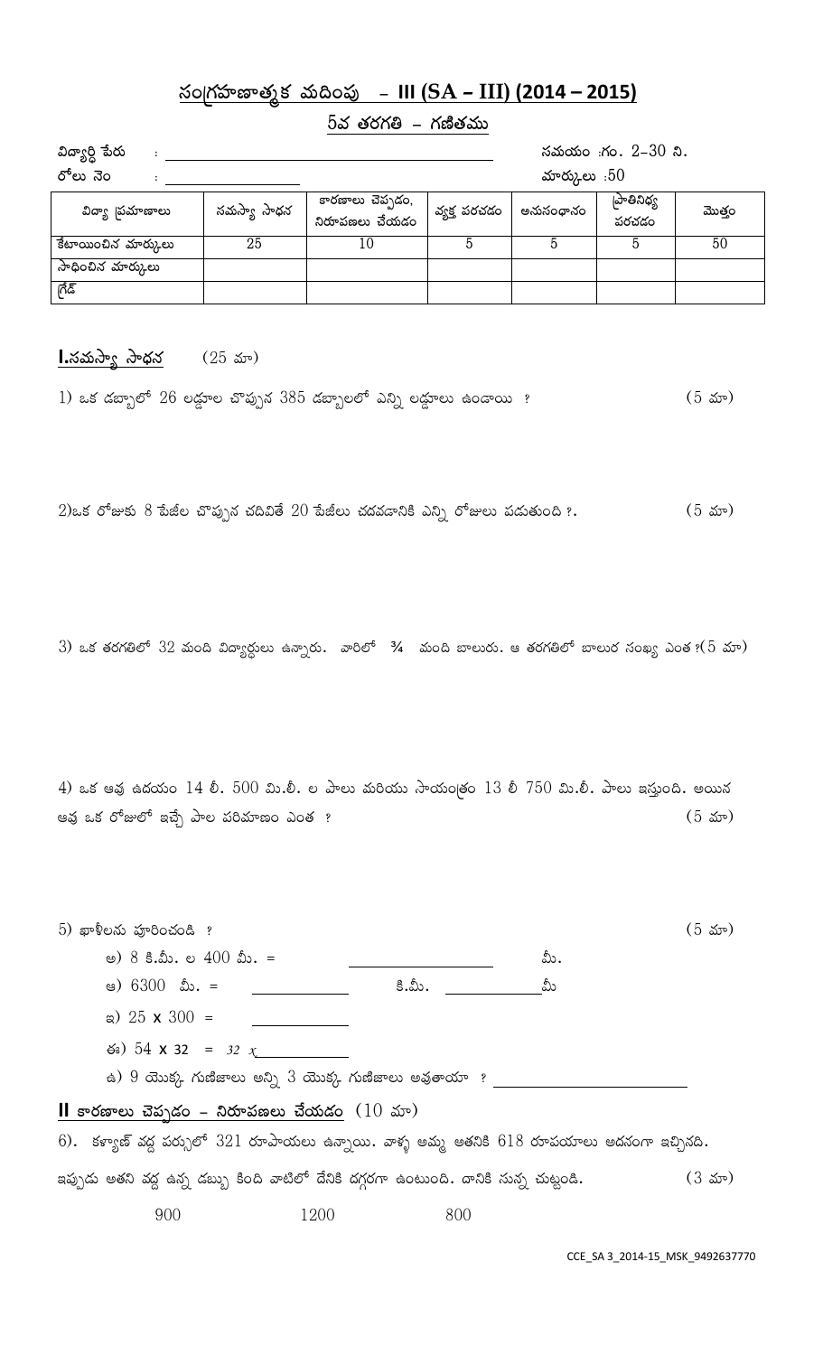# సంగ్రహణాత్మక మదింపు – III (SA – III) (2014 – 2015)

## 5వ తరగతి – గణితము

విద్యార్థి పేరు : ____________________ సమయం :గం. 2–30 ని.

రోలు నెం : ____________ మార్కులు :50

| విద్యా ప్రమాణాలు | సమస్యా సాధన | కారణాలు చెప్పడం, నిరూపణలు చేయడం | వ్యక్త పరచడం | అనుసంధానం | ప్రాతినిధ్య పరచడం | మొత్తం |
|---|---|---|---|---|---|---|
| కేటాయించిన మార్కులు | 25 | 10 | 5 | 5 | 5 | 50 |
| సాధించిన మార్కులు | | | | | | |
| గ్రేడ్ | | | | | | |

**I.సమస్యా సాధన** (25 మా)

1) ఒక డబ్బాలో 26 లడ్డూల చొప్పున 385 డబ్బాలలో ఎన్ని లడ్డూలు ఉండాయి ? (5 మా)

2)ఒక రోజుకు 8 పేజీల చొప్పున చదివితే 20 పేజీలు చదవడానికి ఎన్ని రోజులు పడుతుంది ?. (5 మా)

3) ఒక తరగతిలో 32 మంది విద్యార్థులు ఉన్నారు. వారిలో ¾ మంది బాలురు. ఆ తరగతిలో బాలుర సంఖ్య ఎంత ?(5 మా)

4) ఒక ఆవు ఉదయం 14 లీ. 500 మి.లీ. ల పాలు మరియు సాయంత్రం 13 లీ 750 మి.లీ. పాలు ఇస్తుంది. అయిన ఆవు ఒక రోజులో ఇచ్చే పాల పరిమాణం ఎంత ? (5 మా)

5) ఖాళీలను పూరించండి ? (5 మా)

అ) 8 కి.మీ. ల 400 మీ. = ____________ మీ.

ఆ) 6300 మీ. = ________ కి.మీ. ________ మీ

ఇ) 25 x 300 = ________

ఈ) 54 x 32 = 32 x ________

ఉ) 9 యొక్క గుణిజాలు అన్ని 3 యొక్క గుణిజాలు అవుతాయా ? ____________

**II కారణాలు చెప్పడం – నిరూపణలు చేయడం** (10 మా)

6). కళ్యాణ్ వద్ద పర్సులో 321 రూపాయలు ఉన్నాయి. వాళ్ళ అమ్మ అతనికి 618 రూపయాలు అదనంగా ఇచ్చినది. ఇప్పుడు అతని వద్ద ఉన్న డబ్బు కింది వాటిలో దేనికి దగ్గరగా ఉంటుంది. దానికి సున్న చుట్టండి. (3 మా)

900 1200 800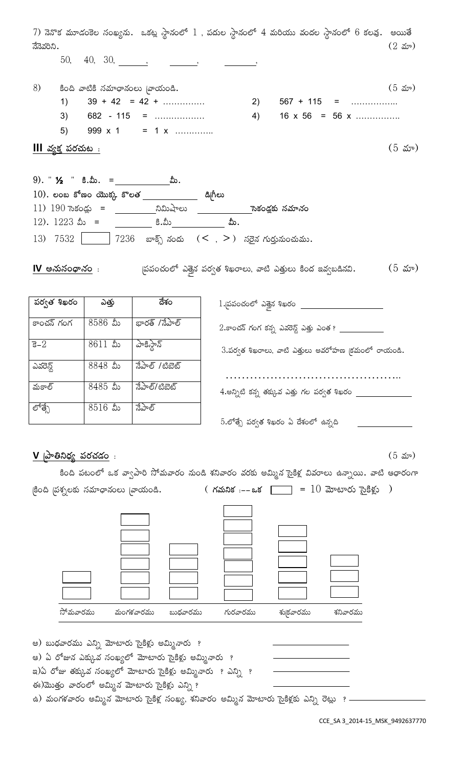7) నెనొక మూడంకెల సంఖ్యను. ఒకట్ల స్థానంలో 1 , పదుల స్థానంలో 4 మరియు వందల స్థానంలో 6 కలవు. అయితే నేనెవరిని. (2 మా)

50, 40, 30, ______, ______, ______,

8) కింది వాటికి సమాధానంలు వ్రాయండి. (5 మా)

1) 39 + 42 = 42 + ……………
2) 567 + 115 = ……………..
3) 682 - 115 = ………………
4) 16 x 56 = 56 x ……………..
5) 999 x 1 = 1 x …………..

## III వ్యక్త పరచుట : (5 మా)

9). " ½ " కి.మీ. = ____________ మీ.

10). లంబ కోణం యొక్క కొలత ____________ డిగ్రీలు

11) 190 సెకండ్లు = ________ నిమిషాలు __________ సెకండ్లకు సమానం

12). 1223 మీ = ________ కి.మీ __________ మీ.

13) 7532 [ ] 7236 బాక్స్ నందు ( < , > ) సరైన గుర్తునుంచుము.

## IV అనుసంధానం : ప్రపంచంలో ఎత్తైన పర్వత శిఖరాలు, వాటి ఎత్తులు కింద ఇవ్వబడినవి. (5 మా)

| పర్వత శిఖరం | ఎత్తు | దేశం |
|---|---|---|
| కాంచన్ గంగ | 8586 మీ | భారత్ /నేపాల్ |
| కె-2 | 8611 మీ | పాకిస్థాన్ |
| ఎవరెస్ట్ | 8848 మీ | నేపాల్ /టిబెట్ |
| మకాల్ | 8485 మీ | నేపాల్/టిబెట్ |
| లోత్సే | 8516 మీ | నేపాల్ |

1.ప్రపంచంలో ఎత్తైన శిఖరం ________________

2.కాంచన్ గంగ కన్న ఎవరెస్ట్ ఎత్తు ఎంత ? __________

3.పర్వత శిఖరాలు, వాటి ఎత్తులు అవరోహణ క్రమంలో రాయండి.

……………………………………..

4.అన్నిటి కన్న తక్కువ ఎత్తు గల పర్వత శిఖరం ____________

5.లోత్సే పర్వత శిఖరం ఏ దేశంలో ఉన్నది __________

## V ప్రాతినిధ్య పరచడం : (5 మా)

కింది పటంలో ఒక వ్యాపారి సోమవారం నుండి శనివారం వరకు అమ్మిన సైకిళ్ల వివరాలు ఉన్నాయి. వాటి ఆధారంగా క్రింది ప్రశ్నలకు సమాధానంలు వ్రాయండి. ( గమనిక :-- ఒక [ ] = 10 మోటారు సైకిళ్లు )

| సోమవారము | మంగళవారము | బుధవారము | గురవారము | శుక్రవారము | శనివారము |
|---|---|---|---|---|---|
| 2 | 6 | 3 | 7 | 5 | 3 |

అ) బుధవారము ఎన్ని మోటారు సైకిళ్లు అమ్మినారు ? ________________

ఆ) ఏ రోజున ఎక్కువ సంఖ్యలో మోటారు సైకిళ్లు అమ్మినారు ? ________________

ఇ)ఏ రోజు తక్కువ సంఖ్యలో మోటారు సైకిళ్లు అమ్మినారు ? ఎన్ని ? ________________

ఈ)మొత్తం వారంలో అమ్మిన మోటారు సైకిళ్లు ఎన్ని ? ________________

ఉ) మంగళవారం అమ్మిన మోటారు సైకిళ్ల సంఖ్య, శనివారం అమ్మిన మోటారు సైకిళ్లకు ఎన్ని రెట్లు ? ________________

CCE_SA 3_2014-15_MSK_9492637770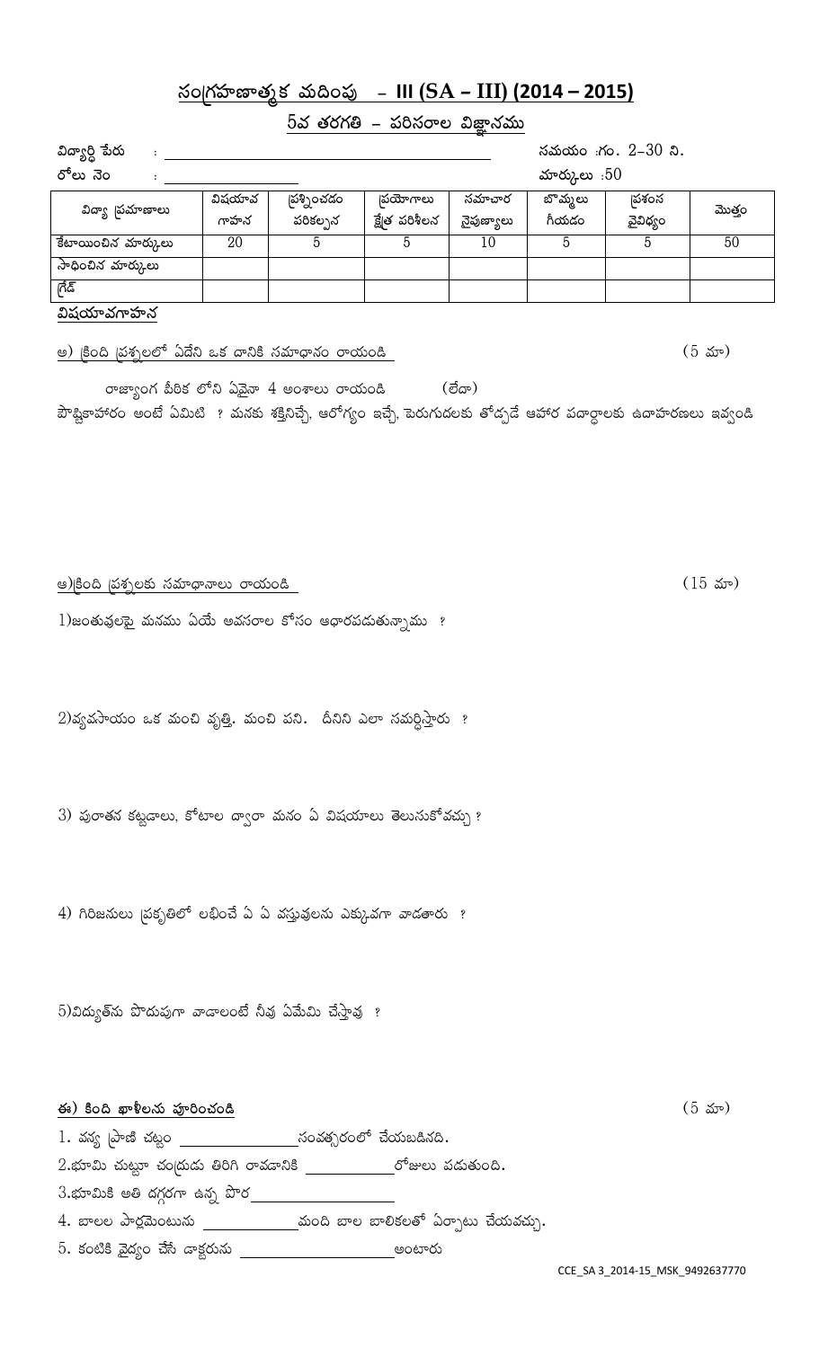## సంగ్రహణాత్మక మదింపు – III (SA – III) (2014 – 2015)

### 5వ తరగతి – పరిసరాల విజ్ఞానము

విద్యార్ధి పేరు : ______________________ సమయం :గం. 2–30 ని.

రోలు నెం : ______________ మార్కులు :50

| విద్యా ప్రమాణాలు | విషయావగాహన | ప్రశ్నించడం పరికల్పన | ప్రయోగాలు క్షేత్ర పరిశీలన | సమాచార నైపుణ్యాలు | బొమ్మలు గీయడం | ప్రశంస వైవిధ్యం | మొత్తం |
|---|---|---|---|---|---|---|---|
| కేటాయించిన మార్కులు | 20 | 5 | 5 | 10 | 5 | 5 | 50 |
| సాధించిన మార్కులు | | | | | | | |
| గ్రేడ్ | | | | | | | |

**విషయావగాహన**

అ) క్రింది ప్రశ్నలలో ఏదేని ఒక దానికి సమాధానం రాయండి (5 మా)

రాజ్యాంగ పీఠిక లోని ఏవైనా 4 అంశాలు రాయండి (లేదా)

పౌష్టికాహారం అంటే ఏమిటి ? మనకు శక్తినిచ్చే, ఆరోగ్యం ఇచ్చే, పెరుగుదలకు తోడ్పడే ఆహార పదార్థాలకు ఉదాహరణలు ఇవ్వండి

ఆ)క్రింది ప్రశ్నలకు సమాధానాలు రాయండి (15 మా)

1)జంతువులపై మనము ఏయే అవసరాల కోసం ఆధారపడుతున్నాము ?

2)వ్యవసాయం ఒక మంచి వృత్తి. మంచి పని. దీనిని ఎలా సమర్ధిస్తారు ?

3) పురాతన కట్టడాలు, కోటాల ద్వారా మనం ఏ విషయాలు తెలుసుకోవచ్చు ?

4) గిరిజనులు ప్రకృతిలో లభించే ఏ ఏ వస్తువులను ఎక్కువగా వాడతారు ?

5)విద్యుత్‌ను పొదుపుగా వాడాలంటే నీవు ఏమేమి చేస్తావు ?

**ఈ) కింది ఖాళీలను పూరించండి** (5 మా)

1. వన్య ప్రాణి చట్టం ______________సంవత్సరంలో చేయబడినది.
2. భూమి చుట్టూ చంద్రుడు తిరిగి రావడానికి __________రోజులు పడుతుంది.
3. భూమికి అతి దగ్గరగా ఉన్న పొర________________
4. బాలల పార్లమెంటును ___________మంది బాల బాలికలతో ఏర్పాటు చేయవచ్చు.
5. కంటికి వైద్యం చేసే డాక్టరును ________________అంటారు

CCE_SA 3_2014-15_MSK_9492637770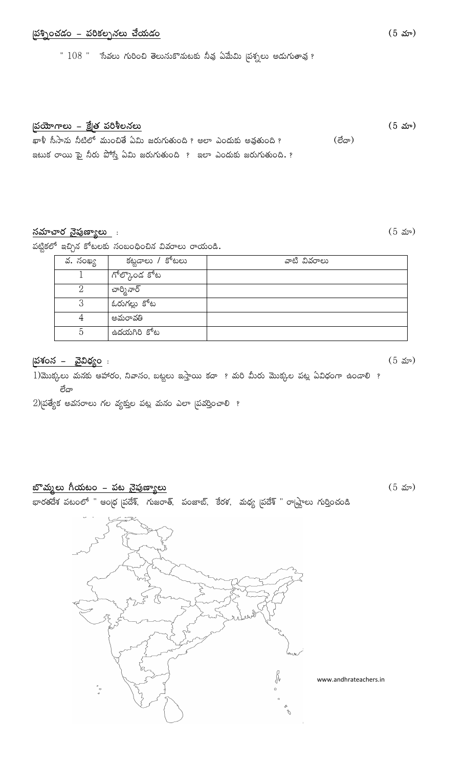**ప్రశ్నించడం – పరికల్పనలు చేయడం** (5 మా)

" 108 " సేవలు గురించి తెలుసుకొనుటకు నీవు ఏమేమి ప్రశ్నలు అడుగుతావు ?

**ప్రయోగాలు – క్షేత్ర పరిశీలనలు** (5 మా)

ఖాళీ సీసాను నీటిలో ముంచితే ఏమి జరుగుతుంది ? అలా ఎందుకు అవుతుంది ? (లేదా)

ఇటుక రాయి పై నీరు పోస్తే ఏమి జరుగుతుంది ? ఇలా ఎందుకు జరుగుతుంది. ?

**సమాచార నైపుణ్యాలు** : (5 మా)

పట్టికలో ఇచ్చిన కోటలకు సంబంధించిన వివరాలు రాయండి.

| వ. సంఖ్య | కట్టడాలు / కోటలు | వాటి వివరాలు |
|---|---|---|
| 1 | గోల్కొండ కోట | |
| 2 | చార్మినార్ | |
| 3 | ఓరుగల్లు కోట | |
| 4 | అమరావతి | |
| 5 | ఉదయగిరి కోట | |

**ప్రశంస – వైవిధ్యం** : (5 మా)

1)మొక్కలు మనకు ఆహారం, నివాసం, బట్టలు ఇస్తాయి కదా ? మరి మీరు మొక్కల పట్ల ఏవిధంగా ఉండాలి ?
లేదా

2)ప్రత్యేక అవసరాలు గల వ్యక్తుల పట్ల మనం ఎలా ప్రవర్తించాలి ?

**బొమ్మలు గీయటం – పట నైపుణ్యాలు** (5 మా)

భారతదేశ పటంలో " ఆంధ్ర ప్రదేశ్, గుజరాత్, పంజాబ్, కేరళ, మధ్య ప్రదేశ్ " రాష్ట్రాలు గుర్తించండి